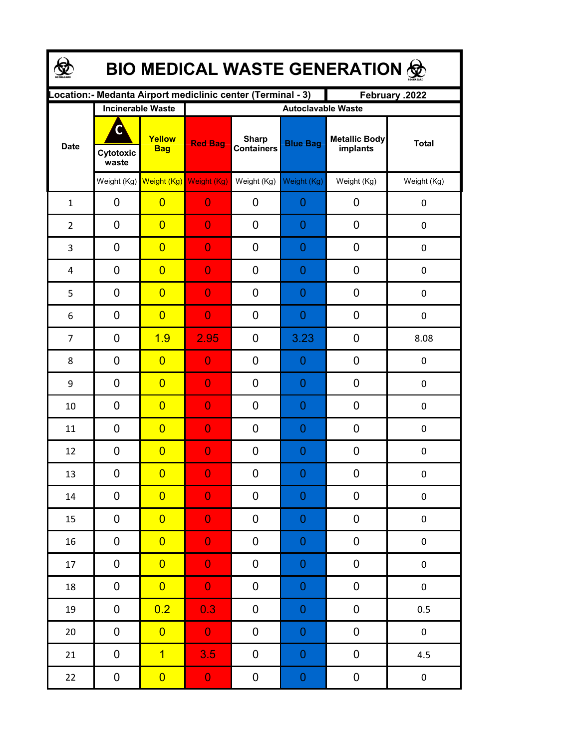# BIO MEDICAL WASTE GENERATION

| Location:- Medanta Airport mediclinic center (Terminal - 3) | | | | | | | February .2022 |
|---|---|---|---|---|---|---|---|
| Date | Incinerable Waste | | Autoclavable Waste | | | | |
| | C Cytotoxic waste | Yellow Bag | Red Bag | Sharp Containers | Blue Bag | Metallic Body implants | Total |
| | Weight (Kg) | Weight (Kg) | Weight (Kg) | Weight (Kg) | Weight (Kg) | Weight (Kg) | Weight (Kg) |
| 1 | 0 | 0 | 0 | 0 | 0 | 0 | 0 |
| 2 | 0 | 0 | 0 | 0 | 0 | 0 | 0 |
| 3 | 0 | 0 | 0 | 0 | 0 | 0 | 0 |
| 4 | 0 | 0 | 0 | 0 | 0 | 0 | 0 |
| 5 | 0 | 0 | 0 | 0 | 0 | 0 | 0 |
| 6 | 0 | 0 | 0 | 0 | 0 | 0 | 0 |
| 7 | 0 | 1.9 | 2.95 | 0 | 3.23 | 0 | 8.08 |
| 8 | 0 | 0 | 0 | 0 | 0 | 0 | 0 |
| 9 | 0 | 0 | 0 | 0 | 0 | 0 | 0 |
| 10 | 0 | 0 | 0 | 0 | 0 | 0 | 0 |
| 11 | 0 | 0 | 0 | 0 | 0 | 0 | 0 |
| 12 | 0 | 0 | 0 | 0 | 0 | 0 | 0 |
| 13 | 0 | 0 | 0 | 0 | 0 | 0 | 0 |
| 14 | 0 | 0 | 0 | 0 | 0 | 0 | 0 |
| 15 | 0 | 0 | 0 | 0 | 0 | 0 | 0 |
| 16 | 0 | 0 | 0 | 0 | 0 | 0 | 0 |
| 17 | 0 | 0 | 0 | 0 | 0 | 0 | 0 |
| 18 | 0 | 0 | 0 | 0 | 0 | 0 | 0 |
| 19 | 0 | 0.2 | 0.3 | 0 | 0 | 0 | 0.5 |
| 20 | 0 | 0 | 0 | 0 | 0 | 0 | 0 |
| 21 | 0 | 1 | 3.5 | 0 | 0 | 0 | 4.5 |
| 22 | 0 | 0 | 0 | 0 | 0 | 0 | 0 |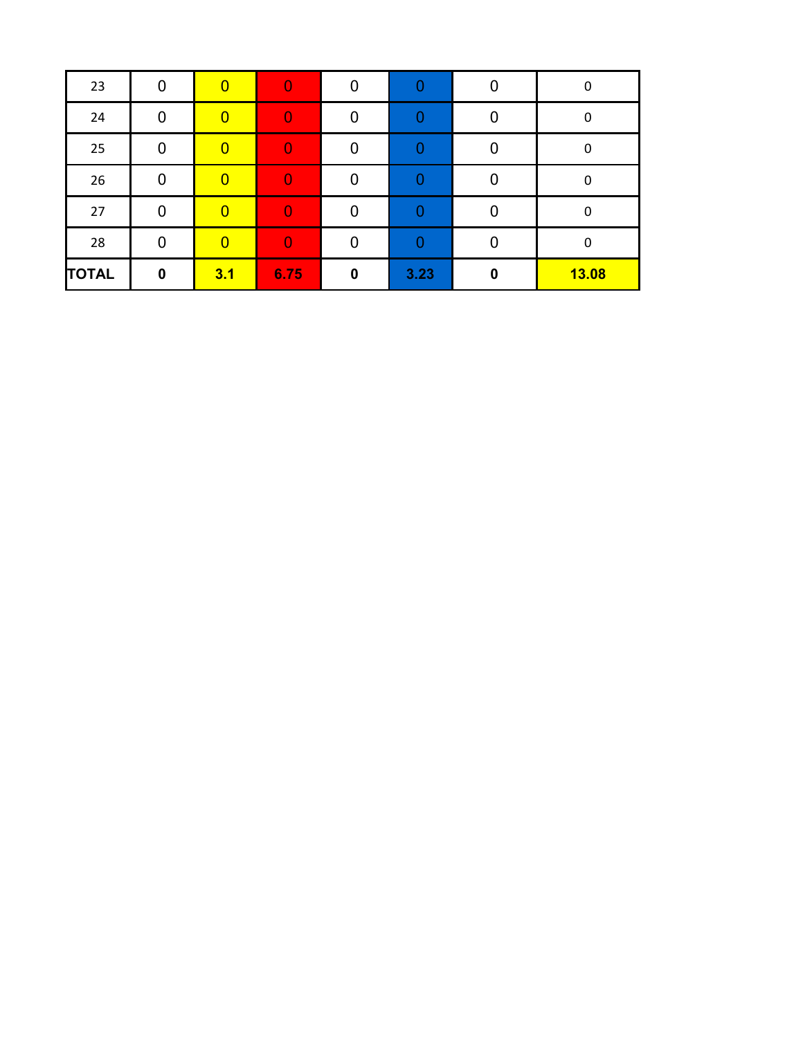| | | | | | | | |
|---|---|---|---|---|---|---|---|
| 23 | 0 | 0 | 0 | 0 | 0 | 0 | 0 |
| 24 | 0 | 0 | 0 | 0 | 0 | 0 | 0 |
| 25 | 0 | 0 | 0 | 0 | 0 | 0 | 0 |
| 26 | 0 | 0 | 0 | 0 | 0 | 0 | 0 |
| 27 | 0 | 0 | 0 | 0 | 0 | 0 | 0 |
| 28 | 0 | 0 | 0 | 0 | 0 | 0 | 0 |
| **TOTAL** | **0** | **3.1** | **6.75** | **0** | **3.23** | **0** | **13.08** |